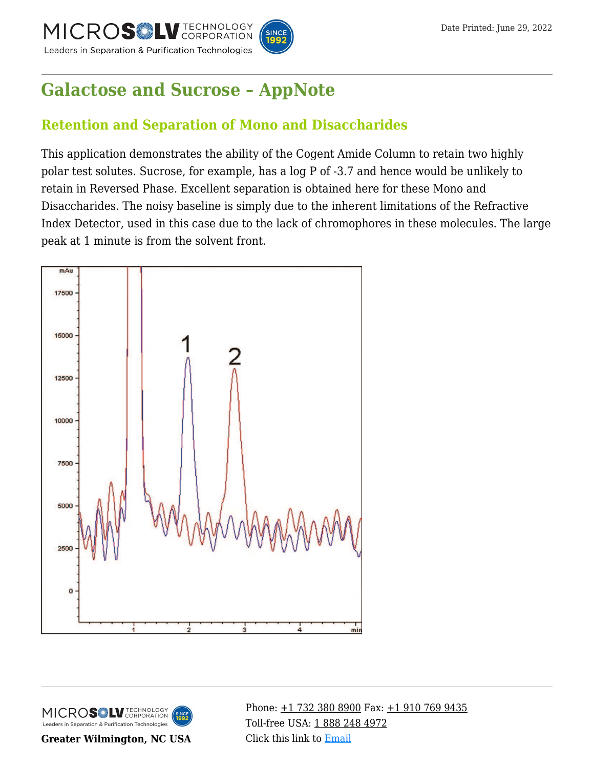# Galactose and Sucrose – AppNote

## Retention and Separation of Mono and Disaccharides

This application demonstrates the ability of the Cogent Amide Column to retain two highly polar test solutes. Sucrose, for example, has a log P of -3.7 and hence would be unlikely to retain in Reversed Phase. Excellent separation is obtained here for these Mono and Disaccharides. The noisy baseline is simply due to the inherent limitations of the Refractive Index Detector, used in this case due to the lack of chromophores in these molecules. The large peak at 1 minute is from the solvent front.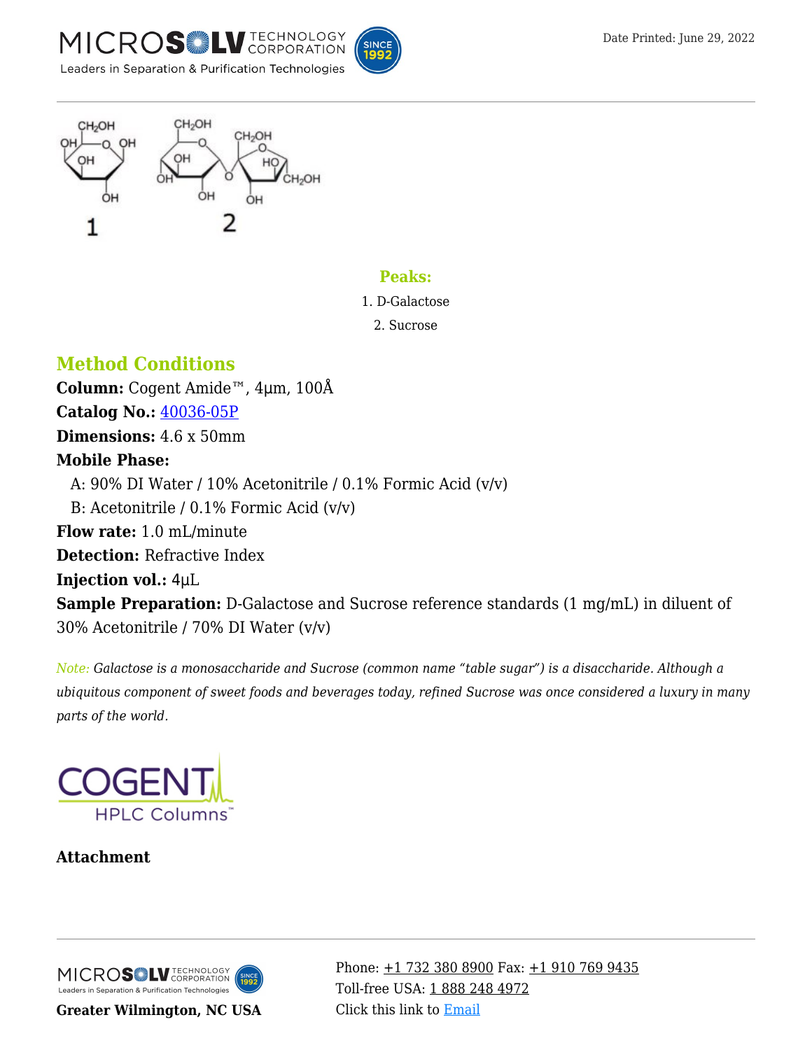**Peaks:**

1. D-Galactose
2. Sucrose

## Method Conditions

**Column:** Cogent Amide™, 4µm, 100Å
**Catalog No.:** 40036-05P
**Dimensions:** 4.6 x 50mm
**Mobile Phase:**
A: 90% DI Water / 10% Acetonitrile / 0.1% Formic Acid (v/v)
B: Acetonitrile / 0.1% Formic Acid (v/v)
**Flow rate:** 1.0 mL/minute
**Detection:** Refractive Index
**Injection vol.:** 4µL
**Sample Preparation:** D-Galactose and Sucrose reference standards (1 mg/mL) in diluent of 30% Acetonitrile / 70% DI Water (v/v)

*Note: Galactose is a monosaccharide and Sucrose (common name "table sugar") is a disaccharide. Although a ubiquitous component of sweet foods and beverages today, refined Sucrose was once considered a luxury in many parts of the world.*

**Attachment**

**Greater Wilmington, NC USA**

Phone: +1 732 380 8900 Fax: +1 910 769 9435
Toll-free USA: 1 888 248 4972
Click this link to Email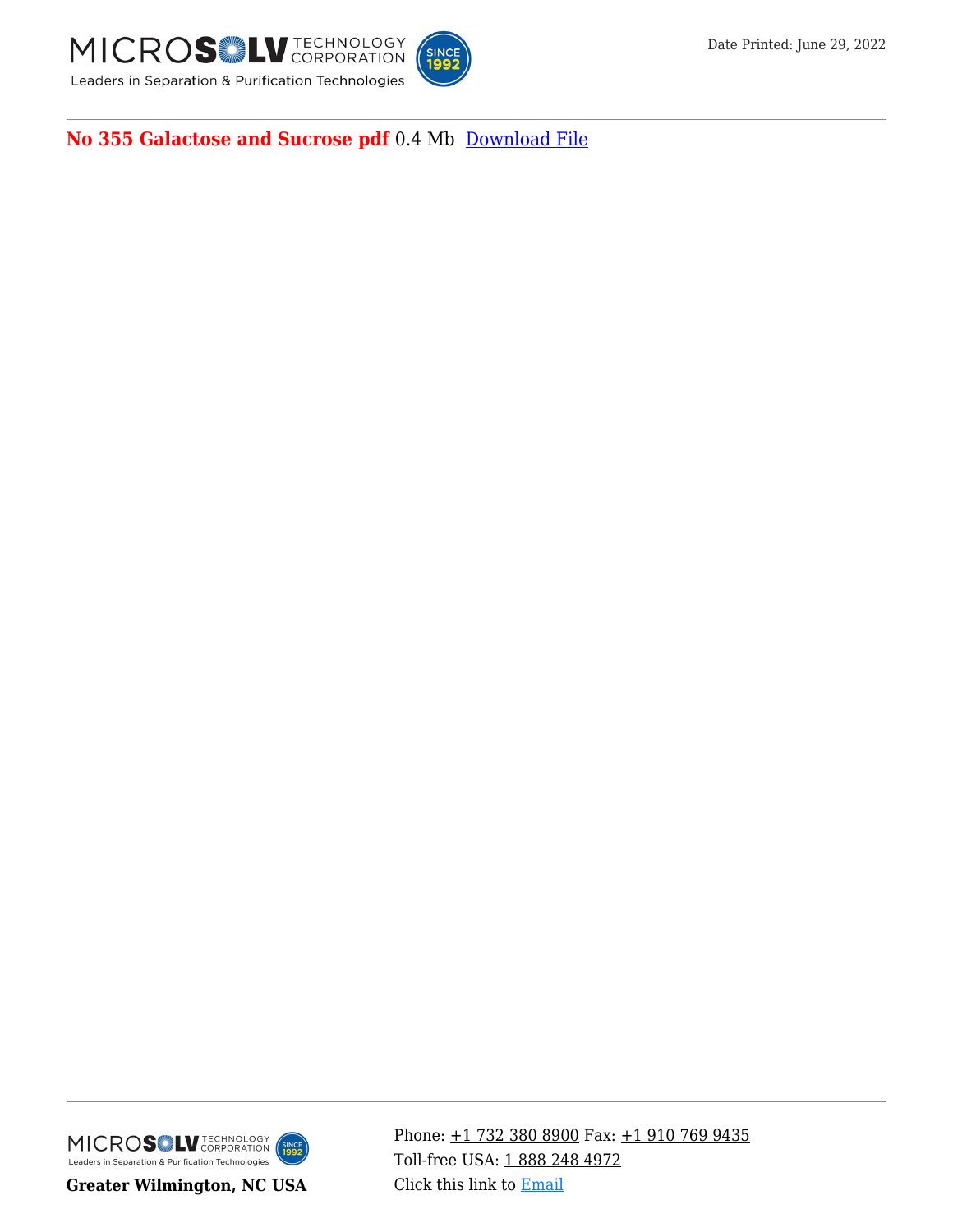**No 355 Galactose and Sucrose pdf** 0.4 Mb Download File